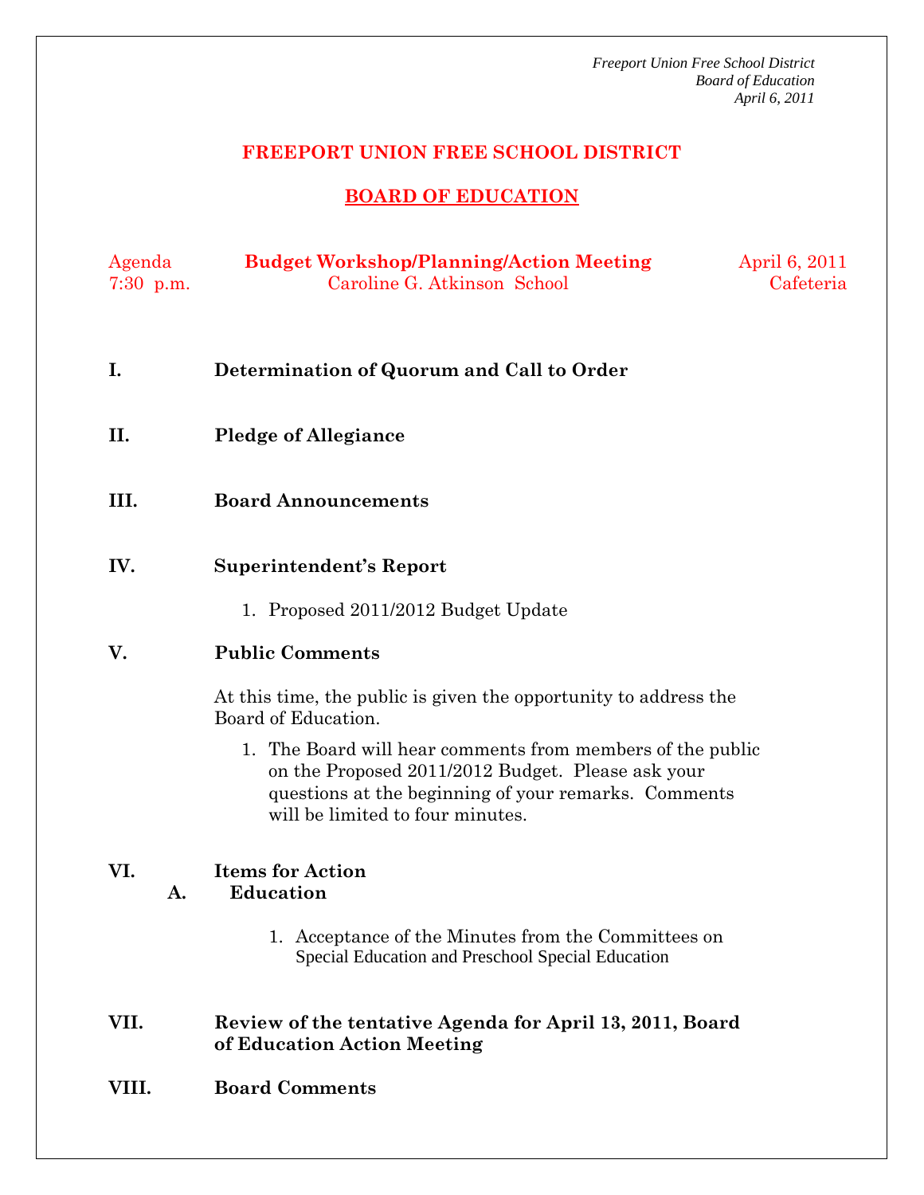*Freeport Union Free School District*
*Board of Education*
*April 6, 2011*

# FREEPORT UNION FREE SCHOOL DISTRICT

## BOARD OF EDUCATION

Agenda **Budget Workshop/Planning/Action Meeting** April 6, 2011
7:30 p.m. Caroline G. Atkinson School Cafeteria

**I. Determination of Quorum and Call to Order**

**II. Pledge of Allegiance**

**III. Board Announcements**

**IV. Superintendent's Report**

1. Proposed 2011/2012 Budget Update

**V. Public Comments**

At this time, the public is given the opportunity to address the Board of Education.

1. The Board will hear comments from members of the public on the Proposed 2011/2012 Budget. Please ask your questions at the beginning of your remarks. Comments will be limited to four minutes.

**VI. Items for Action**

**A. Education**

1. Acceptance of the Minutes from the Committees on Special Education and Preschool Special Education

**VII. Review of the tentative Agenda for April 13, 2011, Board of Education Action Meeting**

**VIII. Board Comments**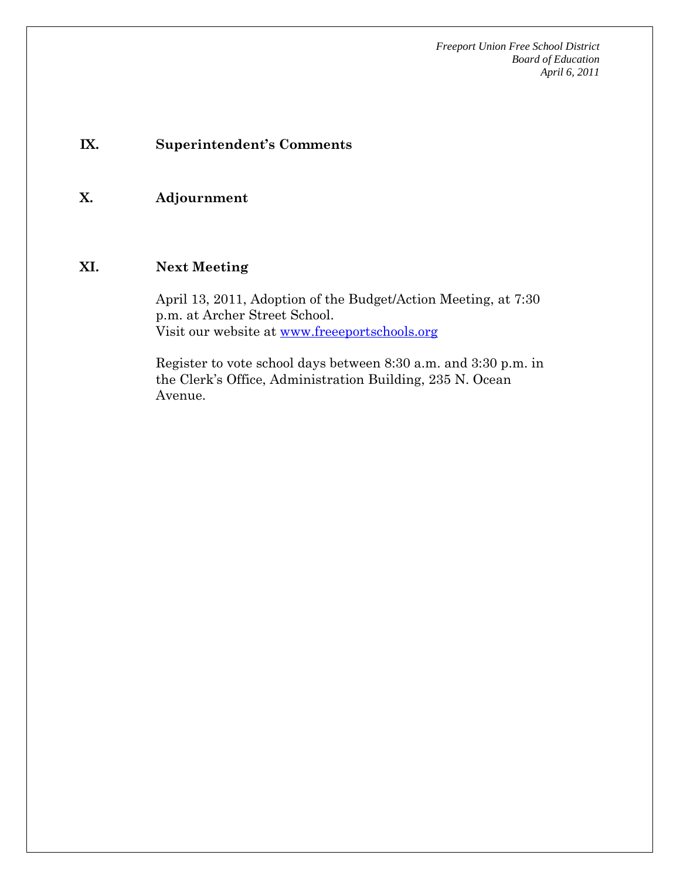## IX. Superintendent's Comments

## X. Adjournment

## XI. Next Meeting

April 13, 2011, Adoption of the Budget/Action Meeting, at 7:30 p.m. at Archer Street School.
Visit our website at www.freeeportschools.org

Register to vote school days between 8:30 a.m. and 3:30 p.m. in the Clerk's Office, Administration Building, 235 N. Ocean Avenue.